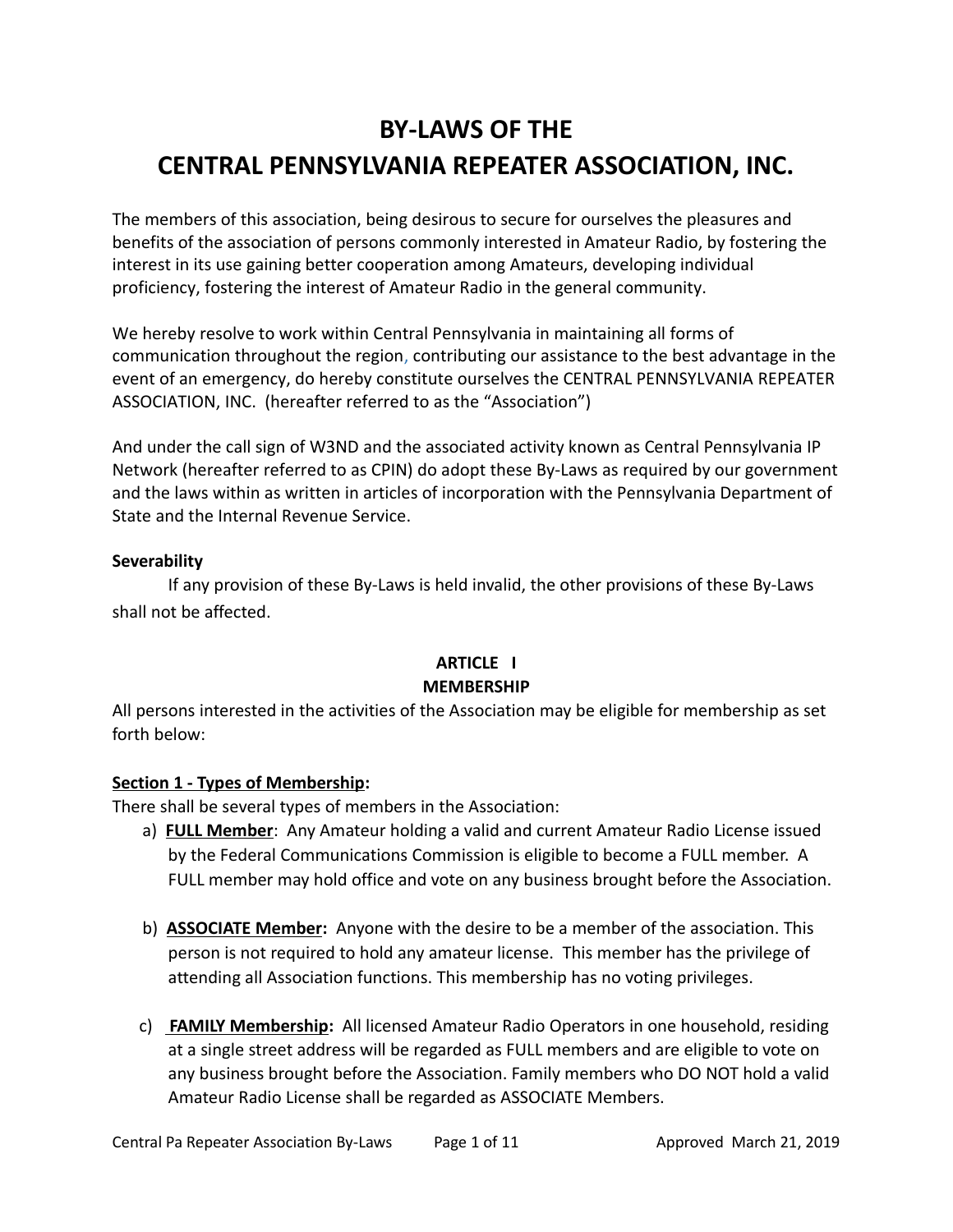# BY-LAWS OF THE
# CENTRAL PENNSYLVANIA REPEATER ASSOCIATION, INC.

The members of this association, being desirous to secure for ourselves the pleasures and benefits of the association of persons commonly interested in Amateur Radio, by fostering the interest in its use gaining better cooperation among Amateurs, developing individual proficiency, fostering the interest of Amateur Radio in the general community.

We hereby resolve to work within Central Pennsylvania in maintaining all forms of communication throughout the region, contributing our assistance to the best advantage in the event of an emergency, do hereby constitute ourselves the CENTRAL PENNSYLVANIA REPEATER ASSOCIATION, INC. (hereafter referred to as the "Association")

And under the call sign of W3ND and the associated activity known as Central Pennsylvania IP Network (hereafter referred to as CPIN) do adopt these By-Laws as required by our government and the laws within as written in articles of incorporation with the Pennsylvania Department of State and the Internal Revenue Service.

**Severability**

If any provision of these By-Laws is held invalid, the other provisions of these By-Laws shall not be affected.

## ARTICLE I
## MEMBERSHIP

All persons interested in the activities of the Association may be eligible for membership as set forth below:

**Section 1 - Types of Membership:**

There shall be several types of members in the Association:

a) **FULL Member**: Any Amateur holding a valid and current Amateur Radio License issued by the Federal Communications Commission is eligible to become a FULL member. A FULL member may hold office and vote on any business brought before the Association.

b) **ASSOCIATE Member:** Anyone with the desire to be a member of the association. This person is not required to hold any amateur license. This member has the privilege of attending all Association functions. This membership has no voting privileges.

c) **FAMILY Membership:** All licensed Amateur Radio Operators in one household, residing at a single street address will be regarded as FULL members and are eligible to vote on any business brought before the Association. Family members who DO NOT hold a valid Amateur Radio License shall be regarded as ASSOCIATE Members.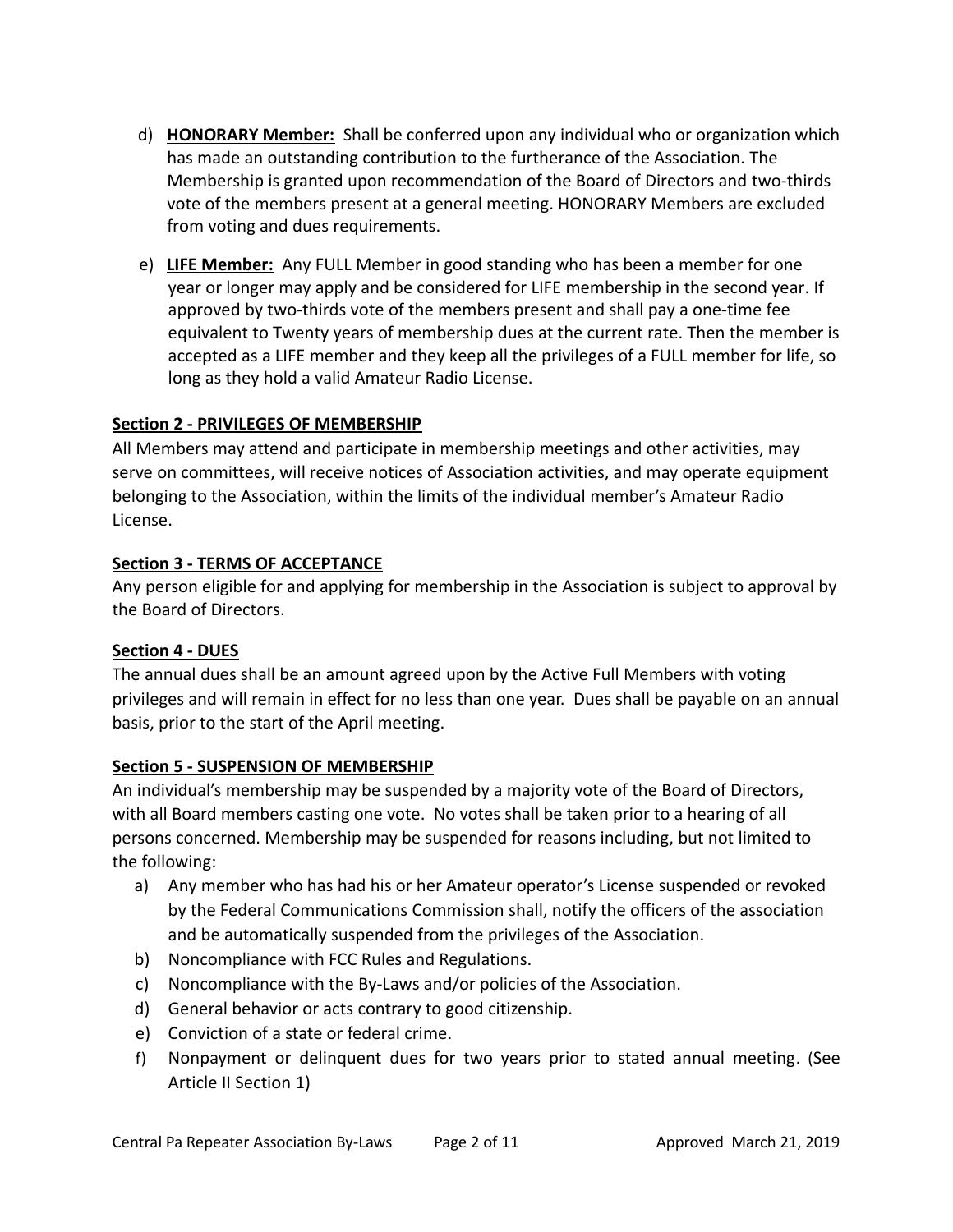d) **HONORARY Member:** Shall be conferred upon any individual who or organization which has made an outstanding contribution to the furtherance of the Association. The Membership is granted upon recommendation of the Board of Directors and two-thirds vote of the members present at a general meeting. HONORARY Members are excluded from voting and dues requirements.

e) **LIFE Member:** Any FULL Member in good standing who has been a member for one year or longer may apply and be considered for LIFE membership in the second year. If approved by two-thirds vote of the members present and shall pay a one-time fee equivalent to Twenty years of membership dues at the current rate. Then the member is accepted as a LIFE member and they keep all the privileges of a FULL member for life, so long as they hold a valid Amateur Radio License.

**Section 2 - PRIVILEGES OF MEMBERSHIP**

All Members may attend and participate in membership meetings and other activities, may serve on committees, will receive notices of Association activities, and may operate equipment belonging to the Association, within the limits of the individual member's Amateur Radio License.

**Section 3 - TERMS OF ACCEPTANCE**

Any person eligible for and applying for membership in the Association is subject to approval by the Board of Directors.

**Section 4 - DUES**

The annual dues shall be an amount agreed upon by the Active Full Members with voting privileges and will remain in effect for no less than one year. Dues shall be payable on an annual basis, prior to the start of the April meeting.

**Section 5 - SUSPENSION OF MEMBERSHIP**

An individual's membership may be suspended by a majority vote of the Board of Directors, with all Board members casting one vote. No votes shall be taken prior to a hearing of all persons concerned. Membership may be suspended for reasons including, but not limited to the following:

a) Any member who has had his or her Amateur operator's License suspended or revoked by the Federal Communications Commission shall, notify the officers of the association and be automatically suspended from the privileges of the Association.
b) Noncompliance with FCC Rules and Regulations.
c) Noncompliance with the By-Laws and/or policies of the Association.
d) General behavior or acts contrary to good citizenship.
e) Conviction of a state or federal crime.
f) Nonpayment or delinquent dues for two years prior to stated annual meeting. (See Article II Section 1)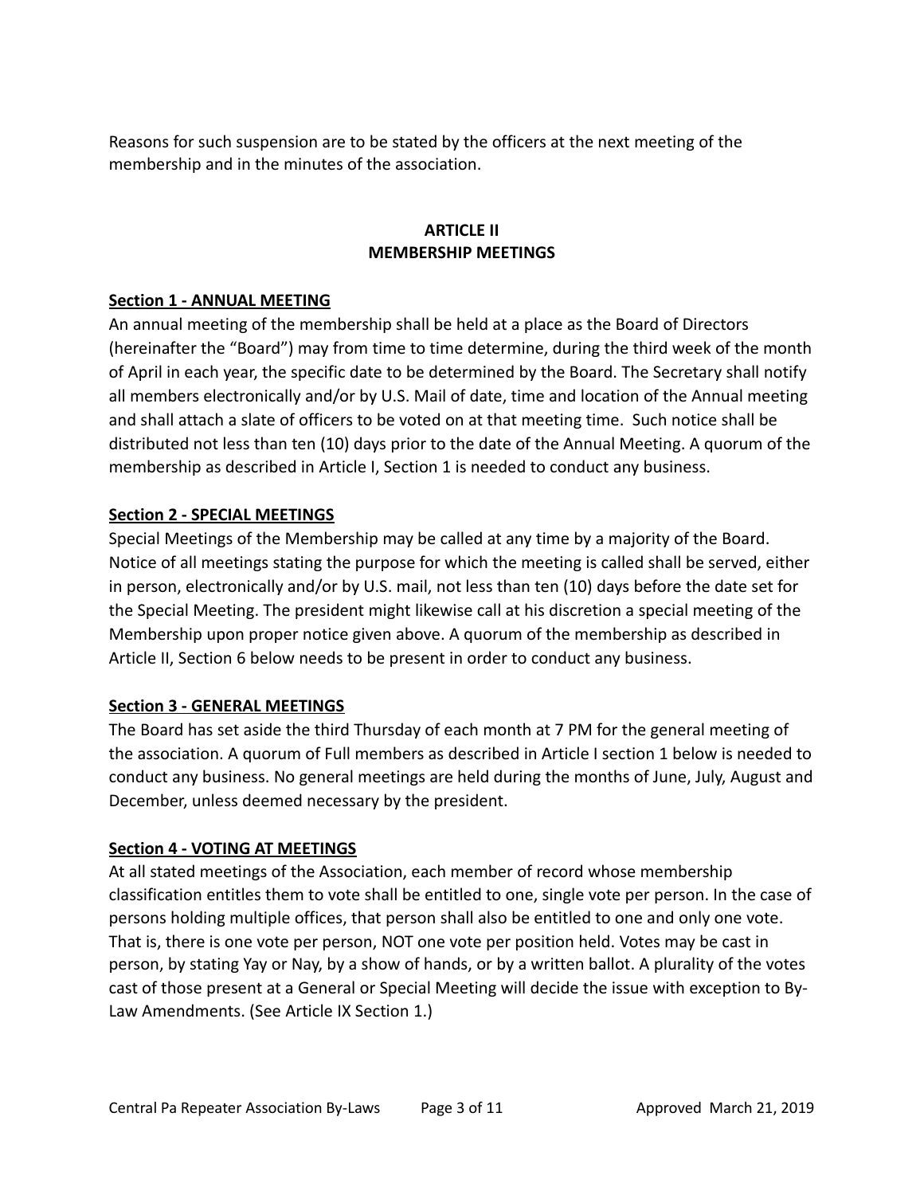Reasons for such suspension are to be stated by the officers at the next meeting of the membership and in the minutes of the association.

## ARTICLE II
## MEMBERSHIP MEETINGS

### Section 1 - ANNUAL MEETING

An annual meeting of the membership shall be held at a place as the Board of Directors (hereinafter the "Board") may from time to time determine, during the third week of the month of April in each year, the specific date to be determined by the Board. The Secretary shall notify all members electronically and/or by U.S. Mail of date, time and location of the Annual meeting and shall attach a slate of officers to be voted on at that meeting time. Such notice shall be distributed not less than ten (10) days prior to the date of the Annual Meeting. A quorum of the membership as described in Article I, Section 1 is needed to conduct any business.

### Section 2 - SPECIAL MEETINGS

Special Meetings of the Membership may be called at any time by a majority of the Board. Notice of all meetings stating the purpose for which the meeting is called shall be served, either in person, electronically and/or by U.S. mail, not less than ten (10) days before the date set for the Special Meeting. The president might likewise call at his discretion a special meeting of the Membership upon proper notice given above. A quorum of the membership as described in Article II, Section 6 below needs to be present in order to conduct any business.

### Section 3 - GENERAL MEETINGS

The Board has set aside the third Thursday of each month at 7 PM for the general meeting of the association. A quorum of Full members as described in Article I section 1 below is needed to conduct any business. No general meetings are held during the months of June, July, August and December, unless deemed necessary by the president.

### Section 4 - VOTING AT MEETINGS

At all stated meetings of the Association, each member of record whose membership classification entitles them to vote shall be entitled to one, single vote per person. In the case of persons holding multiple offices, that person shall also be entitled to one and only one vote. That is, there is one vote per person, NOT one vote per position held. Votes may be cast in person, by stating Yay or Nay, by a show of hands, or by a written ballot. A plurality of the votes cast of those present at a General or Special Meeting will decide the issue with exception to By-Law Amendments. (See Article IX Section 1.)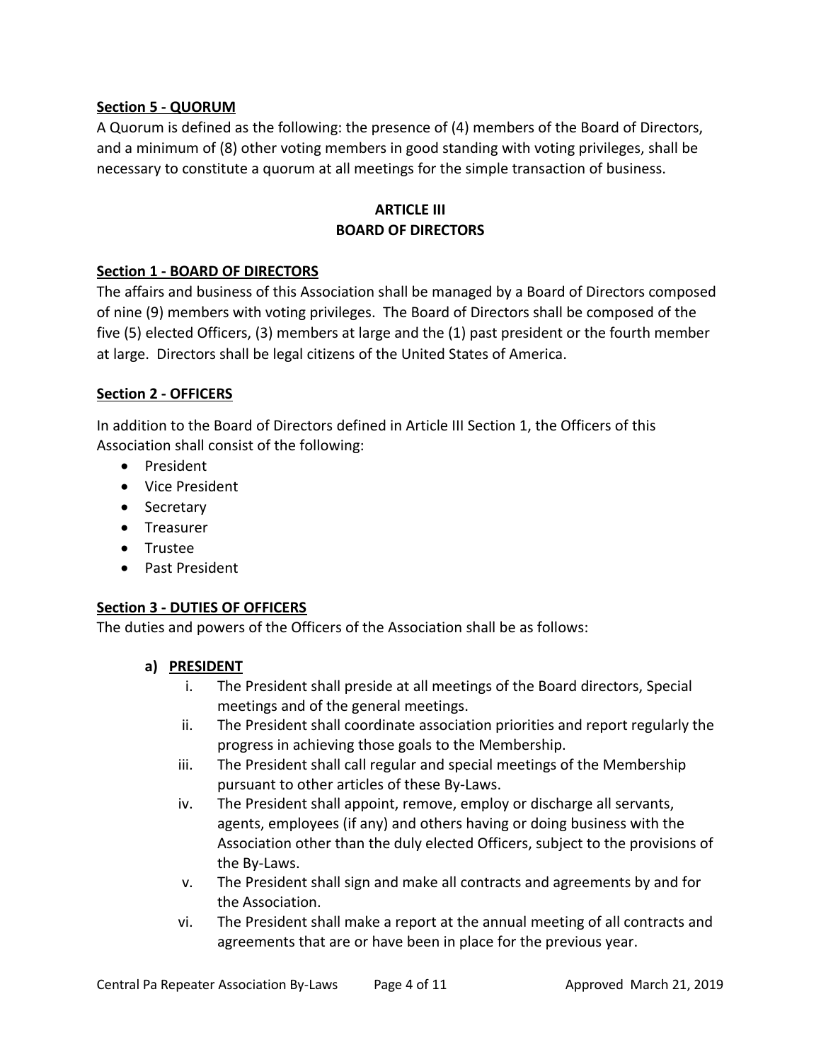**Section 5 - QUORUM**

A Quorum is defined as the following: the presence of (4) members of the Board of Directors, and a minimum of (8) other voting members in good standing with voting privileges, shall be necessary to constitute a quorum at all meetings for the simple transaction of business.

## ARTICLE III
## BOARD OF DIRECTORS

**Section 1 - BOARD OF DIRECTORS**

The affairs and business of this Association shall be managed by a Board of Directors composed of nine (9) members with voting privileges. The Board of Directors shall be composed of the five (5) elected Officers, (3) members at large and the (1) past president or the fourth member at large. Directors shall be legal citizens of the United States of America.

**Section 2 - OFFICERS**

In addition to the Board of Directors defined in Article III Section 1, the Officers of this Association shall consist of the following:

- President
- Vice President
- Secretary
- Treasurer
- Trustee
- Past President

**Section 3 - DUTIES OF OFFICERS**

The duties and powers of the Officers of the Association shall be as follows:

**a) PRESIDENT**

i. The President shall preside at all meetings of the Board directors, Special meetings and of the general meetings.

ii. The President shall coordinate association priorities and report regularly the progress in achieving those goals to the Membership.

iii. The President shall call regular and special meetings of the Membership pursuant to other articles of these By-Laws.

iv. The President shall appoint, remove, employ or discharge all servants, agents, employees (if any) and others having or doing business with the Association other than the duly elected Officers, subject to the provisions of the By-Laws.

v. The President shall sign and make all contracts and agreements by and for the Association.

vi. The President shall make a report at the annual meeting of all contracts and agreements that are or have been in place for the previous year.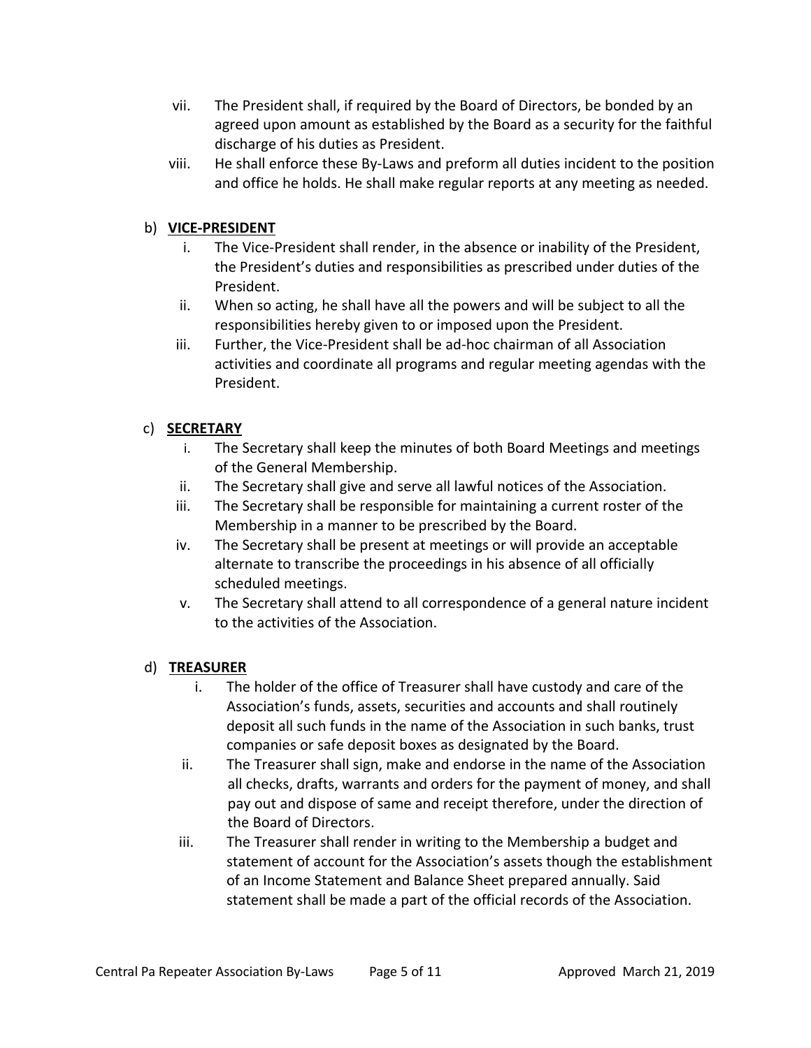vii. The President shall, if required by the Board of Directors, be bonded by an agreed upon amount as established by the Board as a security for the faithful discharge of his duties as President.

viii. He shall enforce these By-Laws and preform all duties incident to the position and office he holds. He shall make regular reports at any meeting as needed.

b) **VICE-PRESIDENT**

i. The Vice-President shall render, in the absence or inability of the President, the President's duties and responsibilities as prescribed under duties of the President.

ii. When so acting, he shall have all the powers and will be subject to all the responsibilities hereby given to or imposed upon the President.

iii. Further, the Vice-President shall be ad-hoc chairman of all Association activities and coordinate all programs and regular meeting agendas with the President.

c) **SECRETARY**

i. The Secretary shall keep the minutes of both Board Meetings and meetings of the General Membership.

ii. The Secretary shall give and serve all lawful notices of the Association.

iii. The Secretary shall be responsible for maintaining a current roster of the Membership in a manner to be prescribed by the Board.

iv. The Secretary shall be present at meetings or will provide an acceptable alternate to transcribe the proceedings in his absence of all officially scheduled meetings.

v. The Secretary shall attend to all correspondence of a general nature incident to the activities of the Association.

d) **TREASURER**

i. The holder of the office of Treasurer shall have custody and care of the Association's funds, assets, securities and accounts and shall routinely deposit all such funds in the name of the Association in such banks, trust companies or safe deposit boxes as designated by the Board.

ii. The Treasurer shall sign, make and endorse in the name of the Association all checks, drafts, warrants and orders for the payment of money, and shall pay out and dispose of same and receipt therefore, under the direction of the Board of Directors.

iii. The Treasurer shall render in writing to the Membership a budget and statement of account for the Association's assets though the establishment of an Income Statement and Balance Sheet prepared annually. Said statement shall be made a part of the official records of the Association.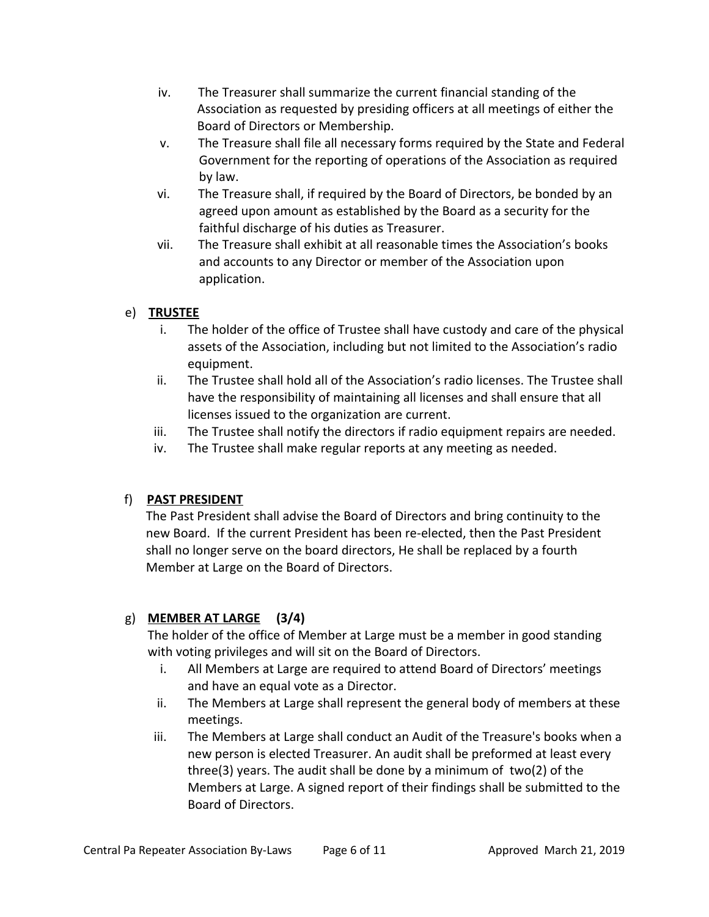iv. The Treasurer shall summarize the current financial standing of the Association as requested by presiding officers at all meetings of either the Board of Directors or Membership.

v. The Treasure shall file all necessary forms required by the State and Federal Government for the reporting of operations of the Association as required by law.

vi. The Treasure shall, if required by the Board of Directors, be bonded by an agreed upon amount as established by the Board as a security for the faithful discharge of his duties as Treasurer.

vii. The Treasure shall exhibit at all reasonable times the Association's books and accounts to any Director or member of the Association upon application.

e) **TRUSTEE**

i. The holder of the office of Trustee shall have custody and care of the physical assets of the Association, including but not limited to the Association's radio equipment.

ii. The Trustee shall hold all of the Association's radio licenses. The Trustee shall have the responsibility of maintaining all licenses and shall ensure that all licenses issued to the organization are current.

iii. The Trustee shall notify the directors if radio equipment repairs are needed.

iv. The Trustee shall make regular reports at any meeting as needed.

f) **PAST PRESIDENT**

The Past President shall advise the Board of Directors and bring continuity to the new Board. If the current President has been re-elected, then the Past President shall no longer serve on the board directors, He shall be replaced by a fourth Member at Large on the Board of Directors.

g) **MEMBER AT LARGE (3/4)**

The holder of the office of Member at Large must be a member in good standing with voting privileges and will sit on the Board of Directors.

i. All Members at Large are required to attend Board of Directors' meetings and have an equal vote as a Director.

ii. The Members at Large shall represent the general body of members at these meetings.

iii. The Members at Large shall conduct an Audit of the Treasure's books when a new person is elected Treasurer. An audit shall be preformed at least every three(3) years. The audit shall be done by a minimum of two(2) of the Members at Large. A signed report of their findings shall be submitted to the Board of Directors.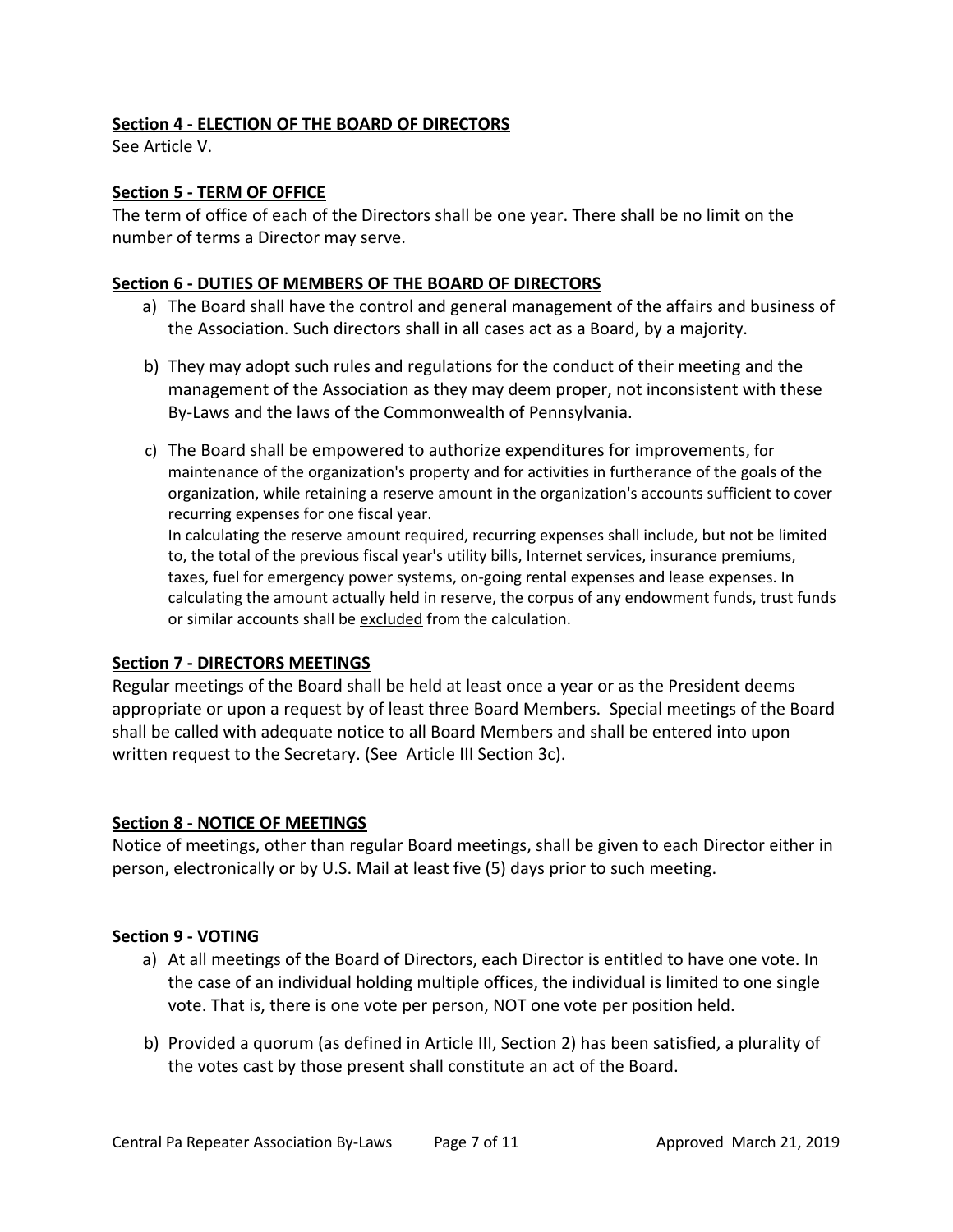**Section 4 - ELECTION OF THE BOARD OF DIRECTORS**

See Article V.

**Section 5 - TERM OF OFFICE**

The term of office of each of the Directors shall be one year. There shall be no limit on the number of terms a Director may serve.

**Section 6 - DUTIES OF MEMBERS OF THE BOARD OF DIRECTORS**

a) The Board shall have the control and general management of the affairs and business of the Association. Such directors shall in all cases act as a Board, by a majority.

b) They may adopt such rules and regulations for the conduct of their meeting and the management of the Association as they may deem proper, not inconsistent with these By-Laws and the laws of the Commonwealth of Pennsylvania.

c) The Board shall be empowered to authorize expenditures for improvements, for maintenance of the organization's property and for activities in furtherance of the goals of the organization, while retaining a reserve amount in the organization's accounts sufficient to cover recurring expenses for one fiscal year.
   In calculating the reserve amount required, recurring expenses shall include, but not be limited to, the total of the previous fiscal year's utility bills, Internet services, insurance premiums, taxes, fuel for emergency power systems, on-going rental expenses and lease expenses. In calculating the amount actually held in reserve, the corpus of any endowment funds, trust funds or similar accounts shall be <u>excluded</u> from the calculation.

**Section 7 - DIRECTORS MEETINGS**

Regular meetings of the Board shall be held at least once a year or as the President deems appropriate or upon a request by of least three Board Members. Special meetings of the Board shall be called with adequate notice to all Board Members and shall be entered into upon written request to the Secretary. (See Article III Section 3c).

**Section 8 - NOTICE OF MEETINGS**

Notice of meetings, other than regular Board meetings, shall be given to each Director either in person, electronically or by U.S. Mail at least five (5) days prior to such meeting.

**Section 9 - VOTING**

a) At all meetings of the Board of Directors, each Director is entitled to have one vote. In the case of an individual holding multiple offices, the individual is limited to one single vote. That is, there is one vote per person, NOT one vote per position held.

b) Provided a quorum (as defined in Article III, Section 2) has been satisfied, a plurality of the votes cast by those present shall constitute an act of the Board.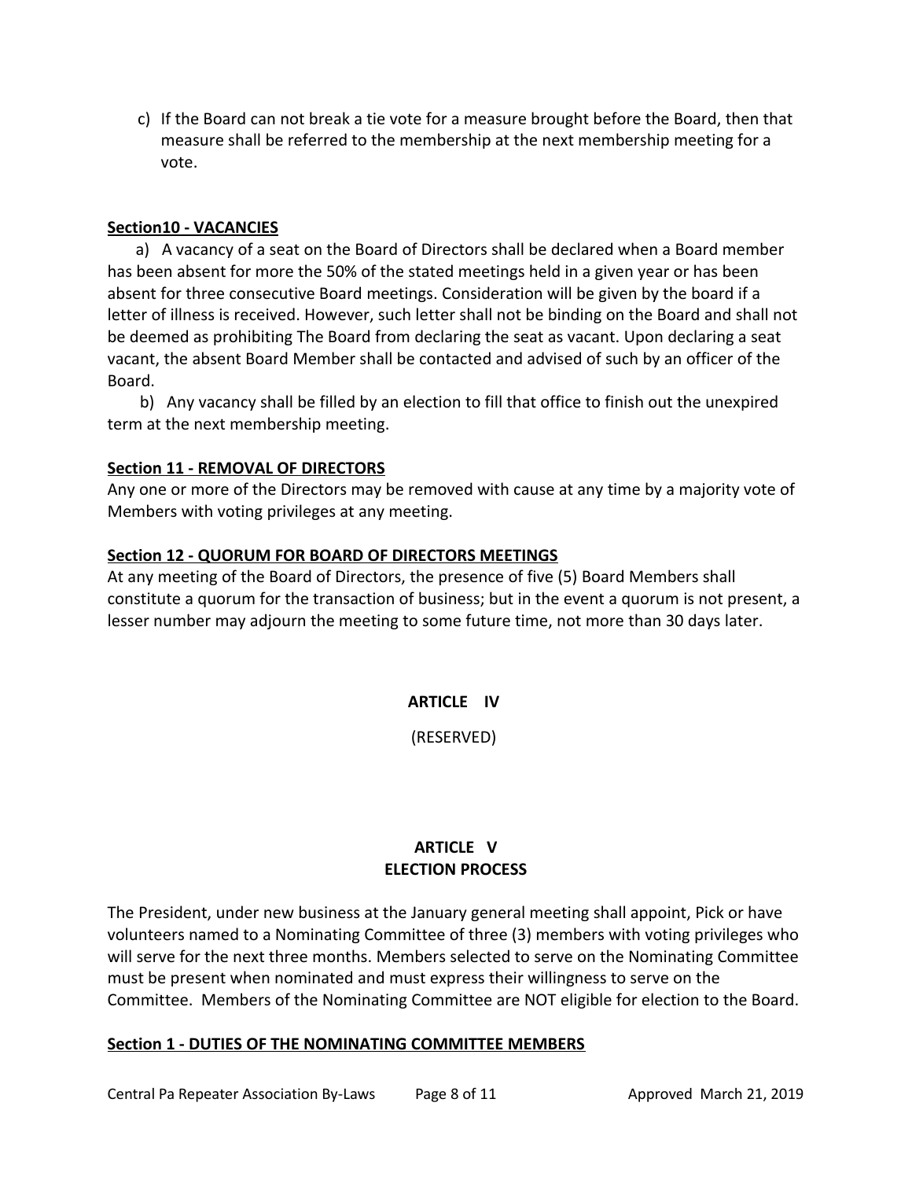c) If the Board can not break a tie vote for a measure brought before the Board, then that measure shall be referred to the membership at the next membership meeting for a vote.

**Section10 - VACANCIES**

a) A vacancy of a seat on the Board of Directors shall be declared when a Board member has been absent for more the 50% of the stated meetings held in a given year or has been absent for three consecutive Board meetings. Consideration will be given by the board if a letter of illness is received. However, such letter shall not be binding on the Board and shall not be deemed as prohibiting The Board from declaring the seat as vacant. Upon declaring a seat vacant, the absent Board Member shall be contacted and advised of such by an officer of the Board.

b) Any vacancy shall be filled by an election to fill that office to finish out the unexpired term at the next membership meeting.

**Section 11 - REMOVAL OF DIRECTORS**

Any one or more of the Directors may be removed with cause at any time by a majority vote of Members with voting privileges at any meeting.

**Section 12 - QUORUM FOR BOARD OF DIRECTORS MEETINGS**

At any meeting of the Board of Directors, the presence of five (5) Board Members shall constitute a quorum for the transaction of business; but in the event a quorum is not present, a lesser number may adjourn the meeting to some future time, not more than 30 days later.

## ARTICLE IV

(RESERVED)

## ARTICLE V
## ELECTION PROCESS

The President, under new business at the January general meeting shall appoint, Pick or have volunteers named to a Nominating Committee of three (3) members with voting privileges who will serve for the next three months. Members selected to serve on the Nominating Committee must be present when nominated and must express their willingness to serve on the Committee. Members of the Nominating Committee are NOT eligible for election to the Board.

**Section 1 - DUTIES OF THE NOMINATING COMMITTEE MEMBERS**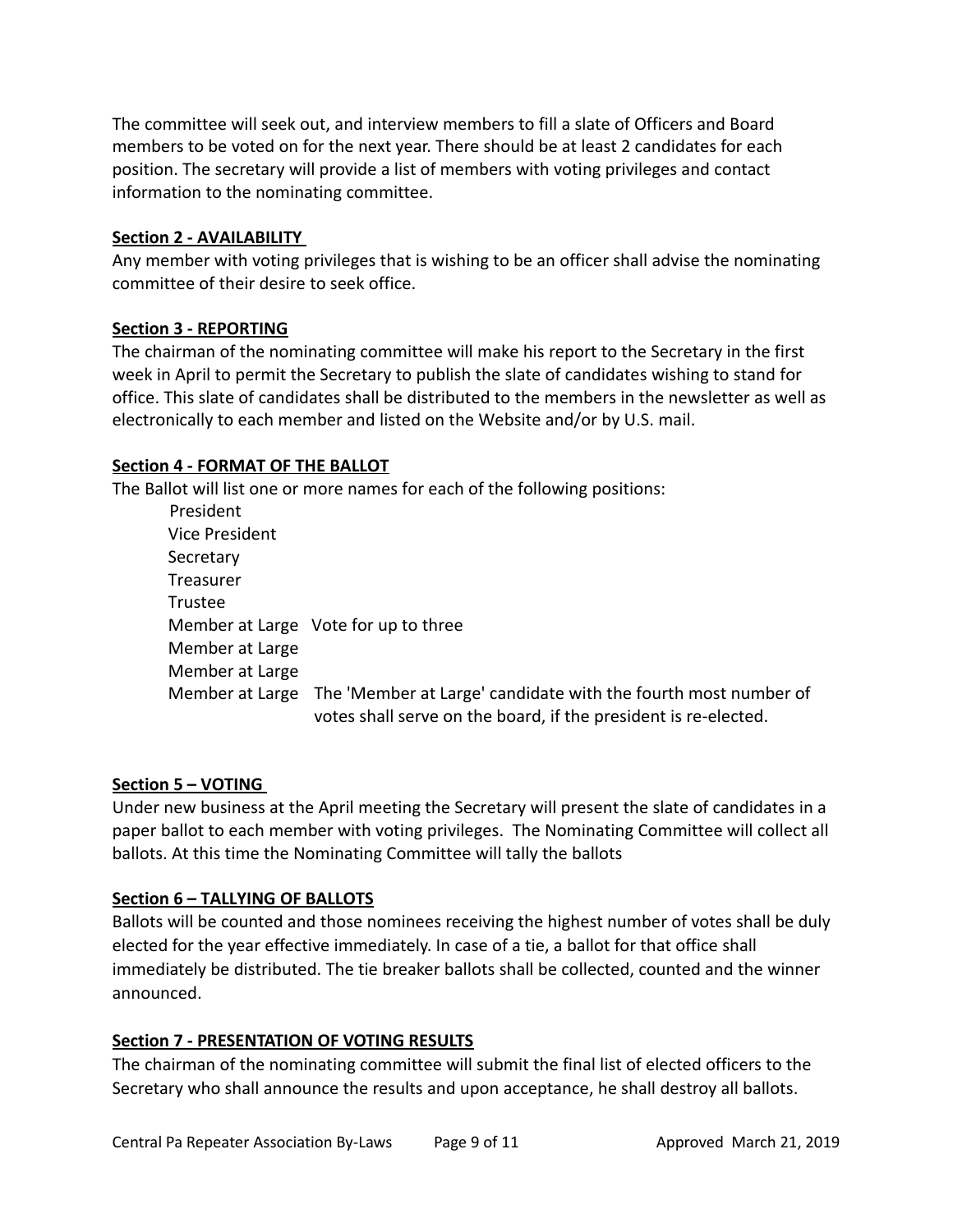The committee will seek out, and interview members to fill a slate of Officers and Board members to be voted on for the next year. There should be at least 2 candidates for each position. The secretary will provide a list of members with voting privileges and contact information to the nominating committee.

**Section 2 - AVAILABILITY**

Any member with voting privileges that is wishing to be an officer shall advise the nominating committee of their desire to seek office.

**Section 3 - REPORTING**

The chairman of the nominating committee will make his report to the Secretary in the first week in April to permit the Secretary to publish the slate of candidates wishing to stand for office. This slate of candidates shall be distributed to the members in the newsletter as well as electronically to each member and listed on the Website and/or by U.S. mail.

**Section 4 - FORMAT OF THE BALLOT**

The Ballot will list one or more names for each of the following positions:

| | |
|---|---|
| President | |
| Vice President | |
| Secretary | |
| Treasurer | |
| Trustee | |
| Member at Large | Vote for up to three |
| Member at Large | |
| Member at Large | |
| Member at Large | The 'Member at Large' candidate with the fourth most number of votes shall serve on the board, if the president is re-elected. |

**Section 5 – VOTING**

Under new business at the April meeting the Secretary will present the slate of candidates in a paper ballot to each member with voting privileges. The Nominating Committee will collect all ballots. At this time the Nominating Committee will tally the ballots

**Section 6 – TALLYING OF BALLOTS**

Ballots will be counted and those nominees receiving the highest number of votes shall be duly elected for the year effective immediately. In case of a tie, a ballot for that office shall immediately be distributed. The tie breaker ballots shall be collected, counted and the winner announced.

**Section 7 - PRESENTATION OF VOTING RESULTS**

The chairman of the nominating committee will submit the final list of elected officers to the Secretary who shall announce the results and upon acceptance, he shall destroy all ballots.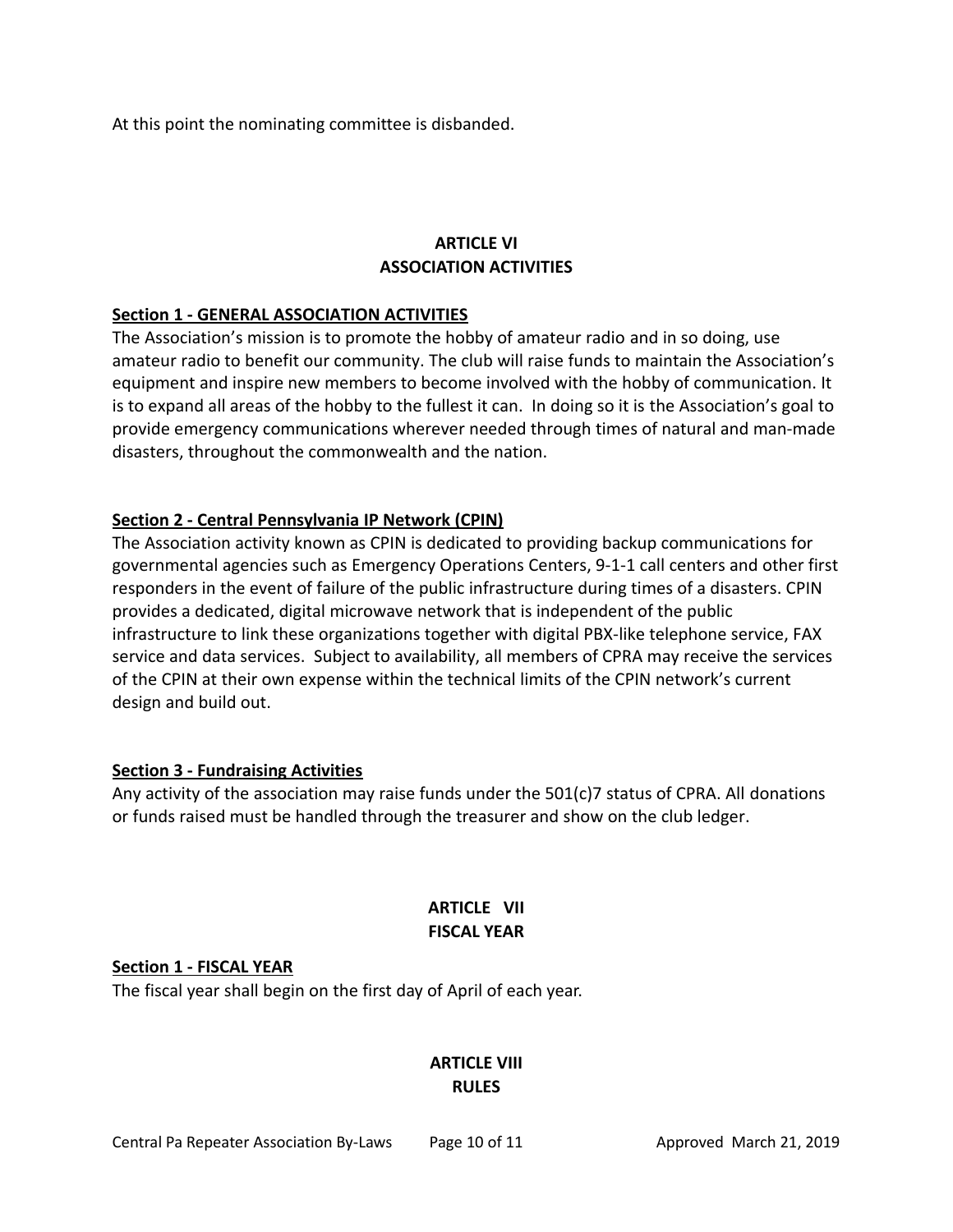At this point the nominating committee is disbanded.

## ARTICLE VI
## ASSOCIATION ACTIVITIES

**Section 1 - GENERAL ASSOCIATION ACTIVITIES**

The Association's mission is to promote the hobby of amateur radio and in so doing, use amateur radio to benefit our community. The club will raise funds to maintain the Association's equipment and inspire new members to become involved with the hobby of communication. It is to expand all areas of the hobby to the fullest it can. In doing so it is the Association's goal to provide emergency communications wherever needed through times of natural and man-made disasters, throughout the commonwealth and the nation.

**Section 2 - Central Pennsylvania IP Network (CPIN)**

The Association activity known as CPIN is dedicated to providing backup communications for governmental agencies such as Emergency Operations Centers, 9-1-1 call centers and other first responders in the event of failure of the public infrastructure during times of a disasters. CPIN provides a dedicated, digital microwave network that is independent of the public infrastructure to link these organizations together with digital PBX-like telephone service, FAX service and data services. Subject to availability, all members of CPRA may receive the services of the CPIN at their own expense within the technical limits of the CPIN network's current design and build out.

**Section 3 - Fundraising Activities**

Any activity of the association may raise funds under the 501(c)7 status of CPRA. All donations or funds raised must be handled through the treasurer and show on the club ledger.

## ARTICLE VII
## FISCAL YEAR

**Section 1 - FISCAL YEAR**

The fiscal year shall begin on the first day of April of each year.

## ARTICLE VIII
## RULES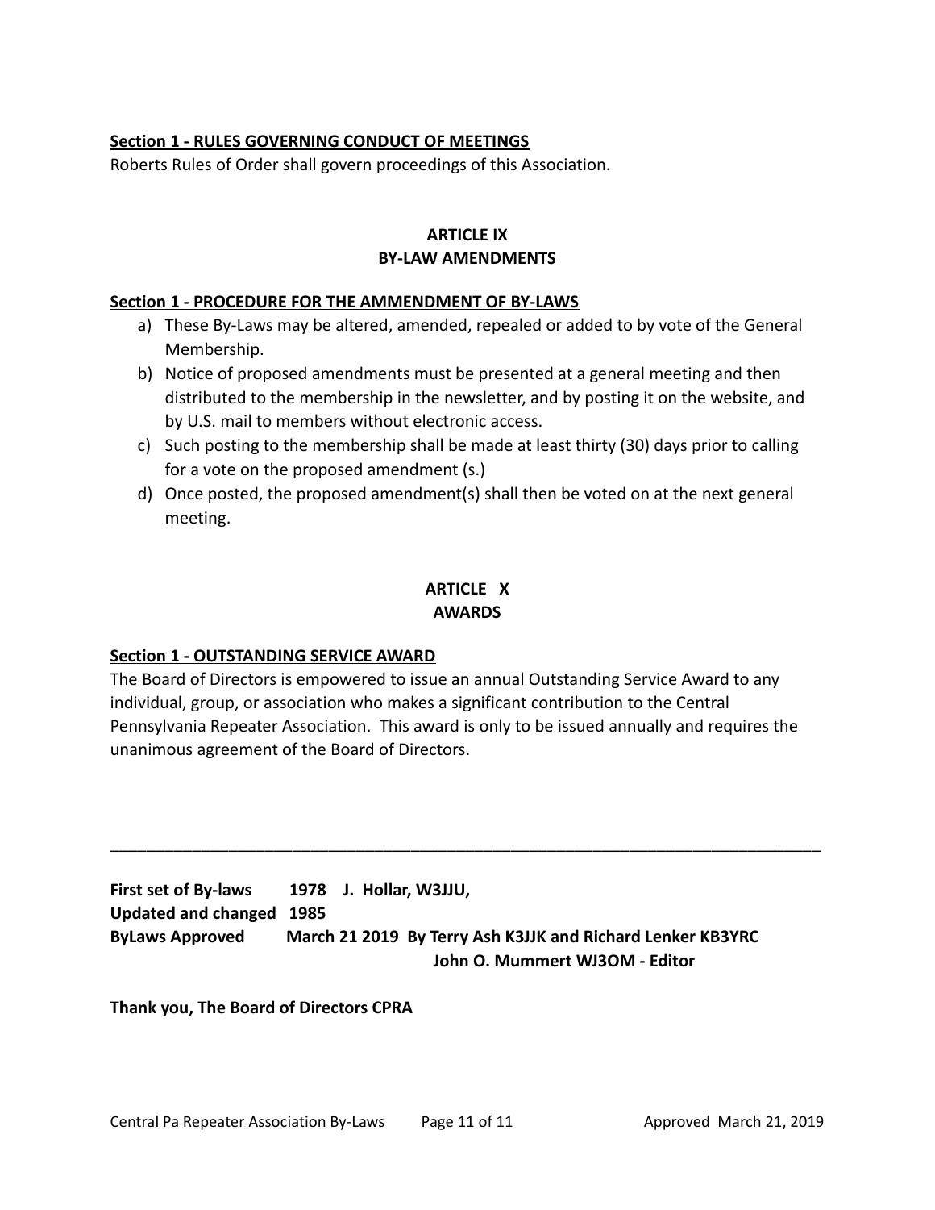**Section 1 - RULES GOVERNING CONDUCT OF MEETINGS**

Roberts Rules of Order shall govern proceedings of this Association.

## ARTICLE IX
## BY-LAW AMENDMENTS

**Section 1 - PROCEDURE FOR THE AMMENDMENT OF BY-LAWS**

a) These By-Laws may be altered, amended, repealed or added to by vote of the General Membership.
b) Notice of proposed amendments must be presented at a general meeting and then distributed to the membership in the newsletter, and by posting it on the website, and by U.S. mail to members without electronic access.
c) Such posting to the membership shall be made at least thirty (30) days prior to calling for a vote on the proposed amendment (s.)
d) Once posted, the proposed amendment(s) shall then be voted on at the next general meeting.

## ARTICLE X
## AWARDS

**Section 1 - OUTSTANDING SERVICE AWARD**

The Board of Directors is empowered to issue an annual Outstanding Service Award to any individual, group, or association who makes a significant contribution to the Central Pennsylvania Repeater Association. This award is only to be issued annually and requires the unanimous agreement of the Board of Directors.

---

**First set of By-laws 1978 J. Hollar, W3JJU,**
**Updated and changed 1985**
**ByLaws Approved March 21 2019 By Terry Ash K3JJK and Richard Lenker KB3YRC**
**John O. Mummert WJ3OM - Editor**

**Thank you, The Board of Directors CPRA**